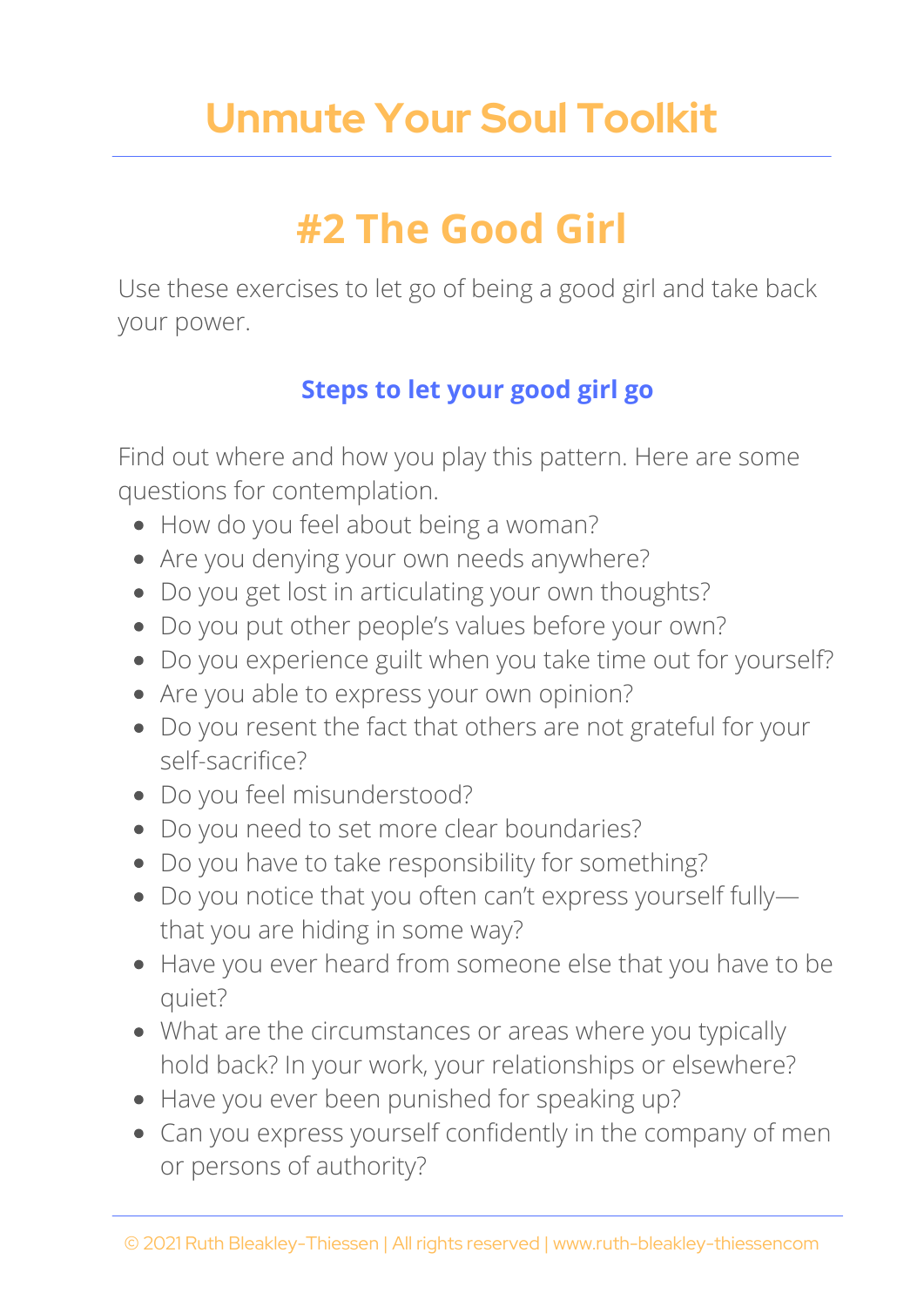# Unmute Your Soul Toolkit

## #2 The Good Girl

Use these exercises to let go of being a good girl and take back your power.

### Steps to let your good girl go

Find out where and how you play this pattern. Here are some questions for contemplation.

- How do you feel about being a woman?
- Are you denying your own needs anywhere?
- Do you get lost in articulating your own thoughts?
- Do you put other people's values before your own?
- Do you experience guilt when you take time out for yourself?
- Are you able to express your own opinion?
- Do you resent the fact that others are not grateful for your self-sacrifice?
- Do you feel misunderstood?
- Do you need to set more clear boundaries?
- Do you have to take responsibility for something?
- Do you notice that you often can't express yourself fully—that you are hiding in some way?
- Have you ever heard from someone else that you have to be quiet?
- What are the circumstances or areas where you typically hold back? In your work, your relationships or elsewhere?
- Have you ever been punished for speaking up?
- Can you express yourself confidently in the company of men or persons of authority?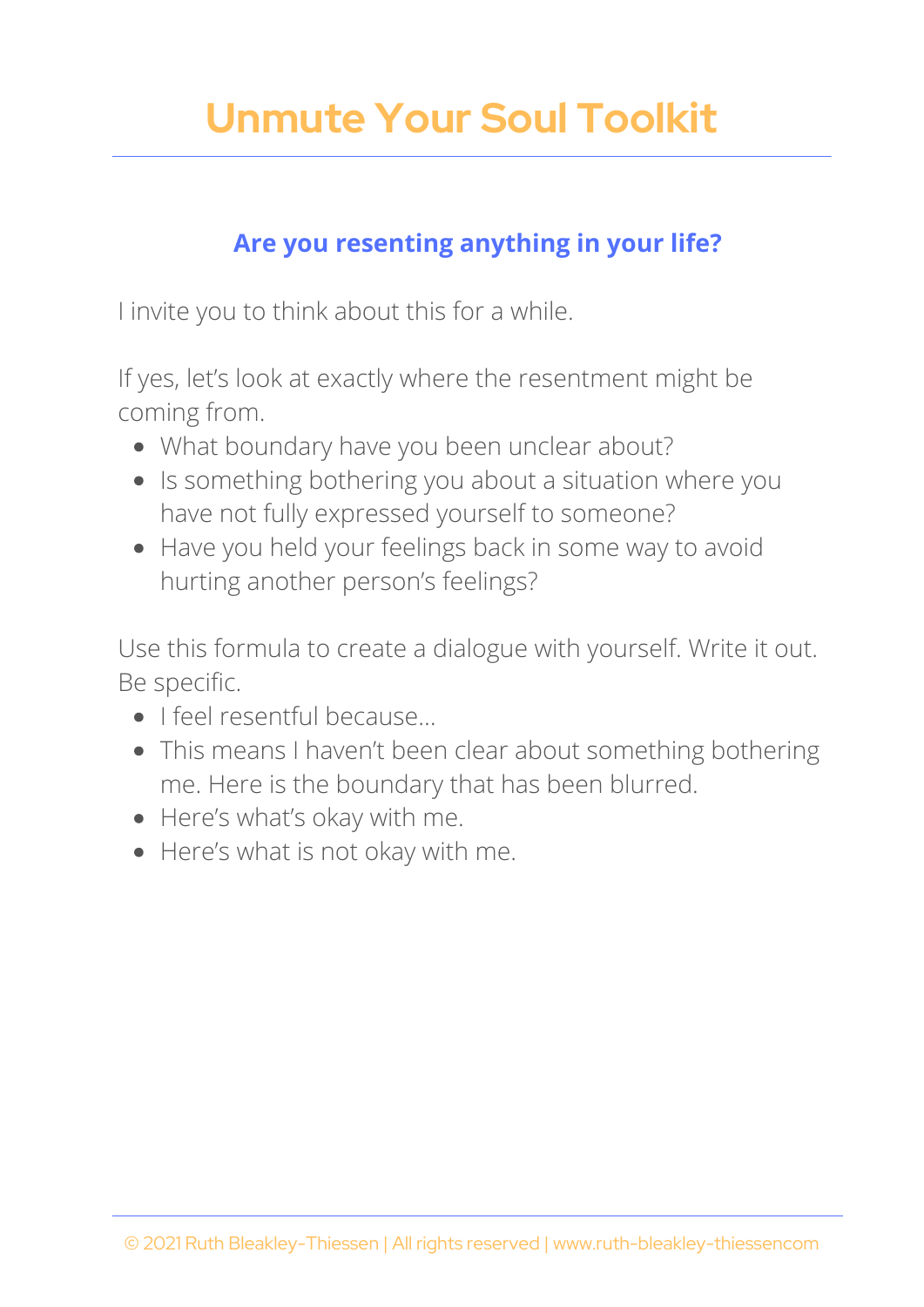# Unmute Your Soul Toolkit

### Are you resenting anything in your life?

I invite you to think about this for a while.

If yes, let's look at exactly where the resentment might be coming from.

- What boundary have you been unclear about?
- Is something bothering you about a situation where you have not fully expressed yourself to someone?
- Have you held your feelings back in some way to avoid hurting another person's feelings?

Use this formula to create a dialogue with yourself. Write it out. Be specific.

- I feel resentful because...
- This means I haven't been clear about something bothering me. Here is the boundary that has been blurred.
- Here's what's okay with me.
- Here's what is not okay with me.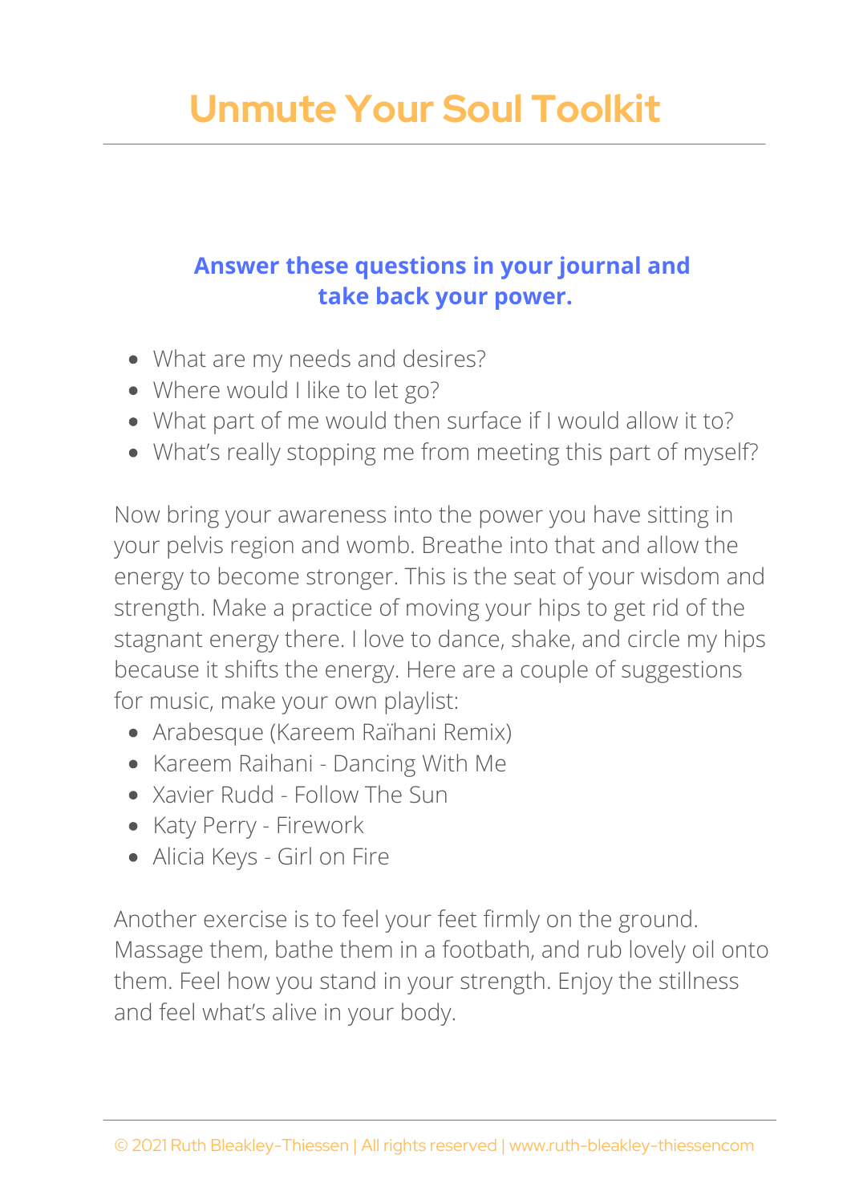# Unmute Your Soul Toolkit

**Answer these questions in your journal and take back your power.**

- What are my needs and desires?
- Where would I like to let go?
- What part of me would then surface if I would allow it to?
- What's really stopping me from meeting this part of myself?

Now bring your awareness into the power you have sitting in your pelvis region and womb. Breathe into that and allow the energy to become stronger. This is the seat of your wisdom and strength. Make a practice of moving your hips to get rid of the stagnant energy there. I love to dance, shake, and circle my hips because it shifts the energy. Here are a couple of suggestions for music, make your own playlist:

- Arabesque (Kareem Raïhani Remix)
- Kareem Raihani - Dancing With Me
- Xavier Rudd - Follow The Sun
- Katy Perry - Firework
- Alicia Keys - Girl on Fire

Another exercise is to feel your feet firmly on the ground. Massage them, bathe them in a footbath, and rub lovely oil onto them. Feel how you stand in your strength. Enjoy the stillness and feel what's alive in your body.